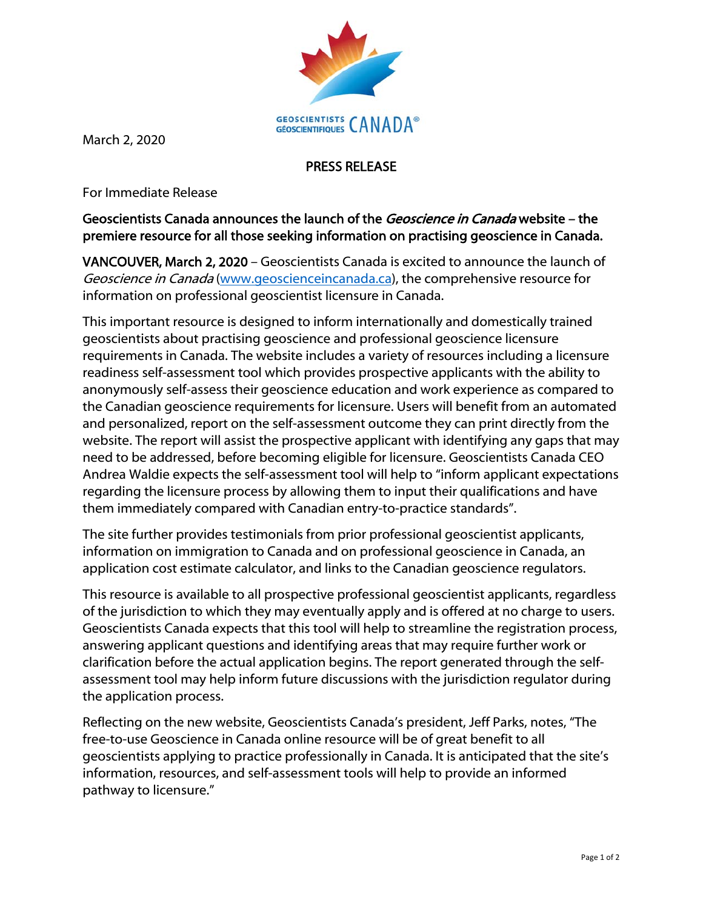March 2, 2020

**PRESS RELEASE**

For Immediate Release

**Geoscientists Canada announces the launch of the *Geoscience in Canada* website – the premiere resource for all those seeking information on practising geoscience in Canada.**

**VANCOUVER, March 2, 2020** – Geoscientists Canada is excited to announce the launch of *Geoscience in Canada* (www.geoscienceincanada.ca), the comprehensive resource for information on professional geoscientist licensure in Canada.

This important resource is designed to inform internationally and domestically trained geoscientists about practising geoscience and professional geoscience licensure requirements in Canada. The website includes a variety of resources including a licensure readiness self-assessment tool which provides prospective applicants with the ability to anonymously self-assess their geoscience education and work experience as compared to the Canadian geoscience requirements for licensure. Users will benefit from an automated and personalized, report on the self-assessment outcome they can print directly from the website. The report will assist the prospective applicant with identifying any gaps that may need to be addressed, before becoming eligible for licensure. Geoscientists Canada CEO Andrea Waldie expects the self-assessment tool will help to "inform applicant expectations regarding the licensure process by allowing them to input their qualifications and have them immediately compared with Canadian entry-to-practice standards".

The site further provides testimonials from prior professional geoscientist applicants, information on immigration to Canada and on professional geoscience in Canada, an application cost estimate calculator, and links to the Canadian geoscience regulators.

This resource is available to all prospective professional geoscientist applicants, regardless of the jurisdiction to which they may eventually apply and is offered at no charge to users. Geoscientists Canada expects that this tool will help to streamline the registration process, answering applicant questions and identifying areas that may require further work or clarification before the actual application begins. The report generated through the self-assessment tool may help inform future discussions with the jurisdiction regulator during the application process.

Reflecting on the new website, Geoscientists Canada's president, Jeff Parks, notes, "The free-to-use Geoscience in Canada online resource will be of great benefit to all geoscientists applying to practice professionally in Canada. It is anticipated that the site's information, resources, and self-assessment tools will help to provide an informed pathway to licensure."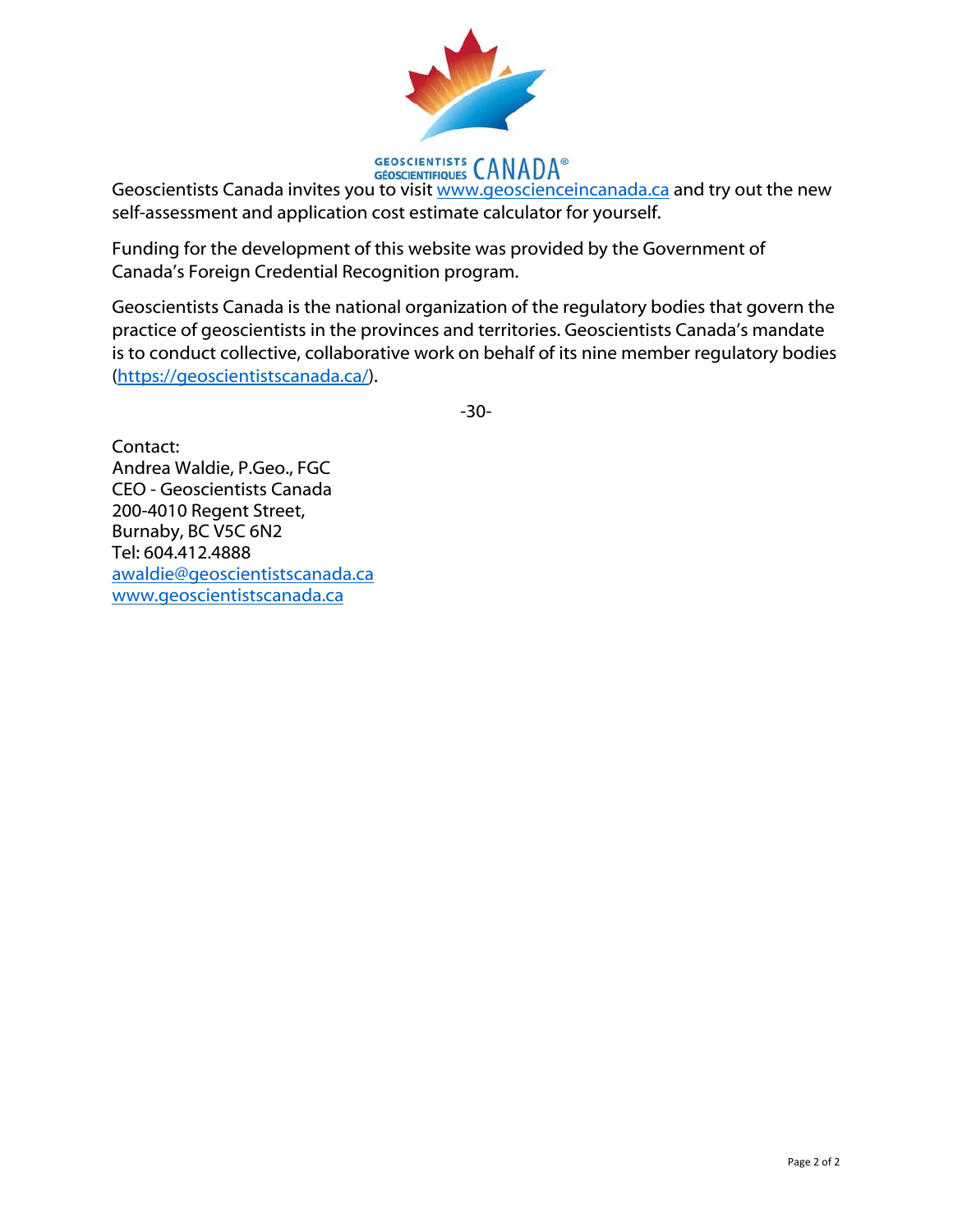Geoscientists Canada invites you to visit [www.geoscienceincanada.ca](http://www.geoscienceincanada.ca) and try out the new self-assessment and application cost estimate calculator for yourself.

Funding for the development of this website was provided by the Government of Canada's Foreign Credential Recognition program.

Geoscientists Canada is the national organization of the regulatory bodies that govern the practice of geoscientists in the provinces and territories. Geoscientists Canada's mandate is to conduct collective, collaborative work on behalf of its nine member regulatory bodies ([https://geoscientistscanada.ca/](https://geoscientistscanada.ca/)).

-30-

Contact:
Andrea Waldie, P.Geo., FGC
CEO - Geoscientists Canada
200-4010 Regent Street,
Burnaby, BC V5C 6N2
Tel: 604.412.4888
[awaldie@geoscientistscanada.ca](mailto:awaldie@geoscientistscanada.ca)
[www.geoscientistscanada.ca](http://www.geoscientistscanada.ca)